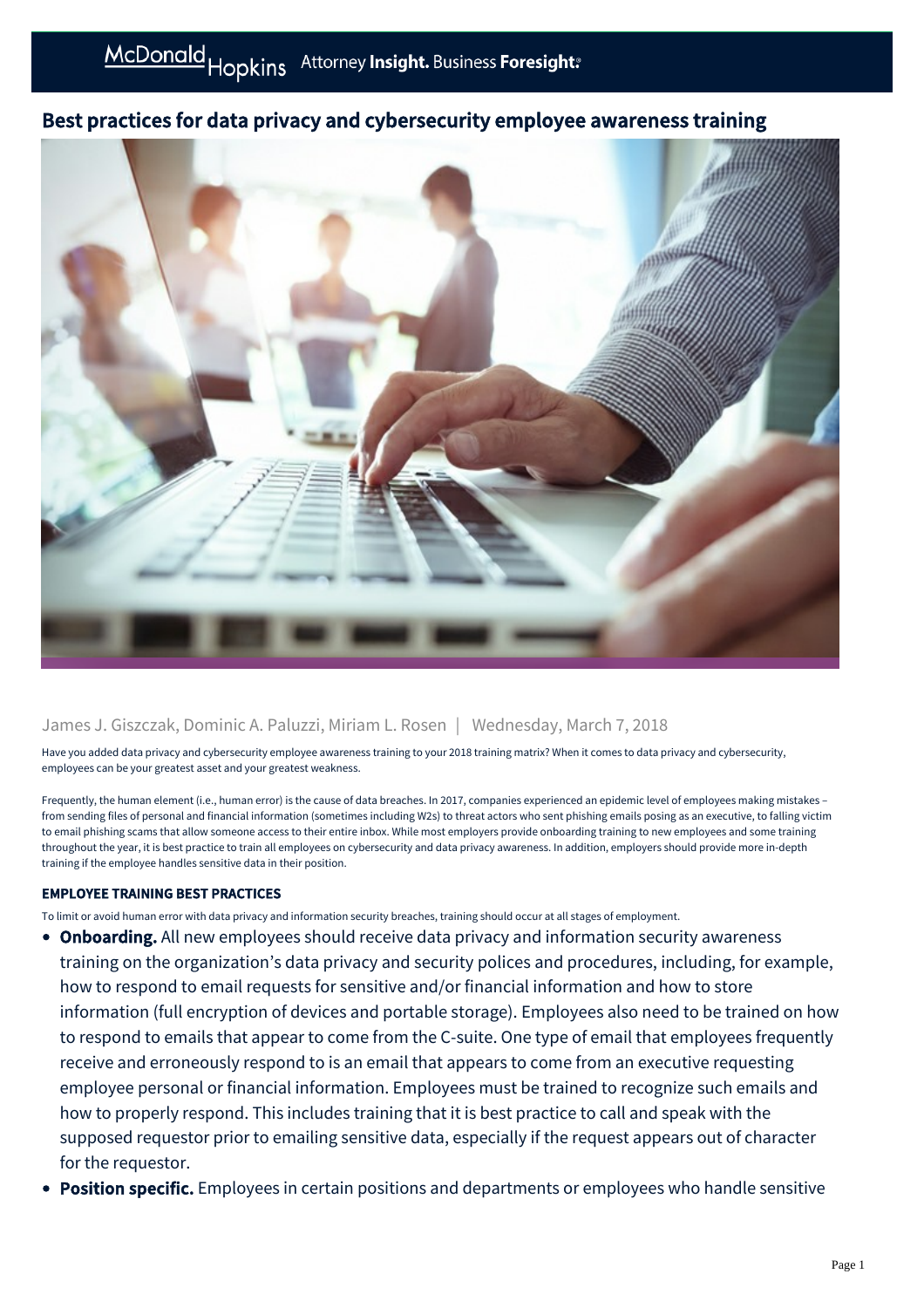# Best practices for data privacy and cybersecurity employee awareness training

James J. Giszczak, Dominic A. Paluzzi, Miriam L. Rosen | Wednesday, March 7, 2018

Have you added data privacy and cybersecurity employee awareness training to your 2018 training matrix? When it comes to data privacy and cybersecurity, employees can be your greatest asset and your greatest weakness.

Frequently, the human element (i.e., human error) is the cause of data breaches. In 2017, companies experienced an epidemic level of employees making mistakes – from sending files of personal and financial information (sometimes including W2s) to threat actors who sent phishing emails posing as an executive, to falling victim to email phishing scams that allow someone access to their entire inbox. While most employers provide onboarding training to new employees and some training throughout the year, it is best practice to train all employees on cybersecurity and data privacy awareness. In addition, employers should provide more in-depth training if the employee handles sensitive data in their position.

## EMPLOYEE TRAINING BEST PRACTICES

To limit or avoid human error with data privacy and information security breaches, training should occur at all stages of employment.

- **Onboarding.** All new employees should receive data privacy and information security awareness training on the organization's data privacy and security polices and procedures, including, for example, how to respond to email requests for sensitive and/or financial information and how to store information (full encryption of devices and portable storage). Employees also need to be trained on how to respond to emails that appear to come from the C-suite. One type of email that employees frequently receive and erroneously respond to is an email that appears to come from an executive requesting employee personal or financial information. Employees must be trained to recognize such emails and how to properly respond. This includes training that it is best practice to call and speak with the supposed requestor prior to emailing sensitive data, especially if the request appears out of character for the requestor.
- **Position specific.** Employees in certain positions and departments or employees who handle sensitive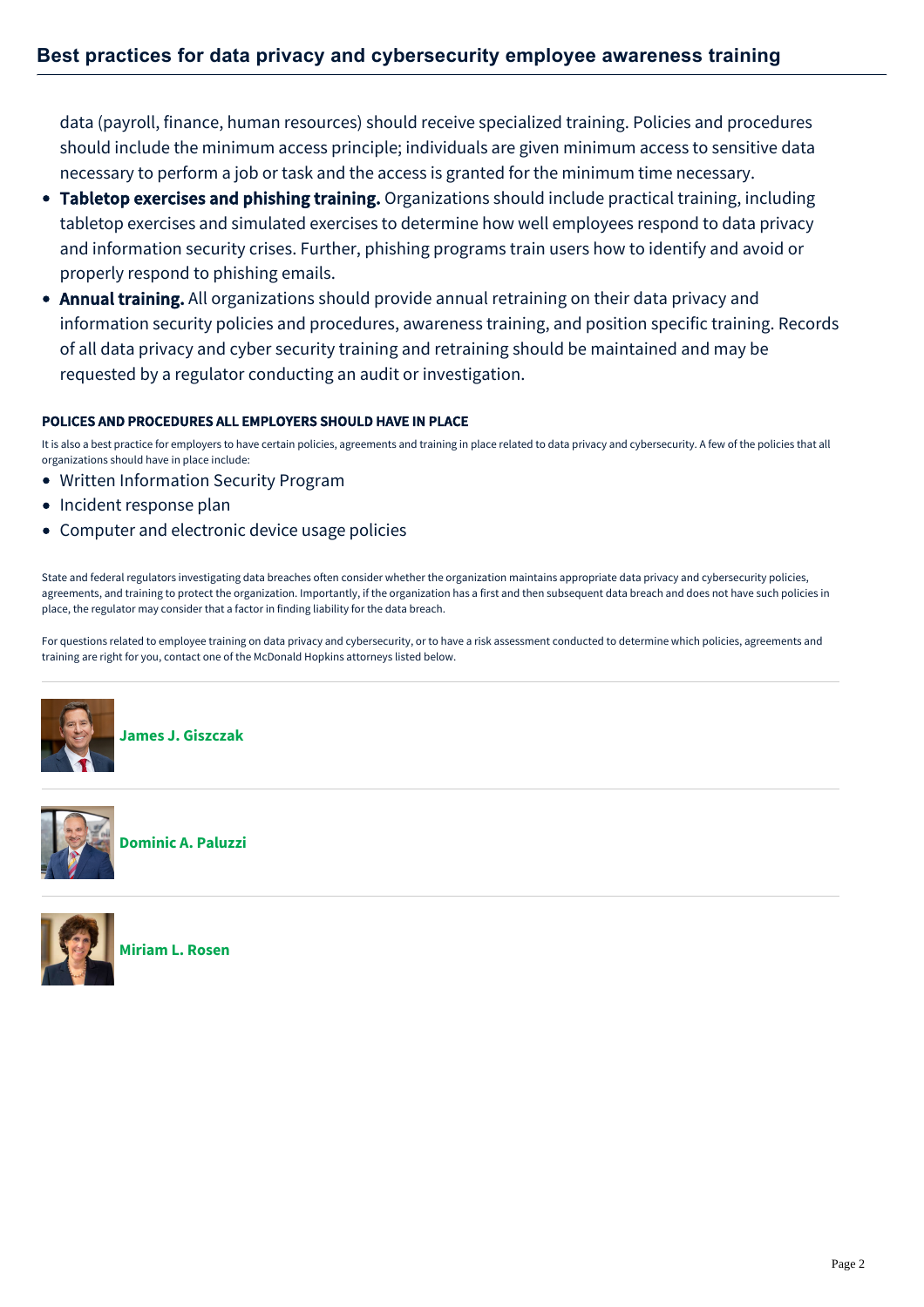data (payroll, finance, human resources) should receive specialized training. Policies and procedures should include the minimum access principle; individuals are given minimum access to sensitive data necessary to perform a job or task and the access is granted for the minimum time necessary.

- **Tabletop exercises and phishing training.** Organizations should include practical training, including tabletop exercises and simulated exercises to determine how well employees respond to data privacy and information security crises. Further, phishing programs train users how to identify and avoid or properly respond to phishing emails.
- **Annual training.** All organizations should provide annual retraining on their data privacy and information security policies and procedures, awareness training, and position specific training. Records of all data privacy and cyber security training and retraining should be maintained and may be requested by a regulator conducting an audit or investigation.

#### POLICES AND PROCEDURES ALL EMPLOYERS SHOULD HAVE IN PLACE

It is also a best practice for employers to have certain policies, agreements and training in place related to data privacy and cybersecurity. A few of the policies that all organizations should have in place include:

- Written Information Security Program
- Incident response plan
- Computer and electronic device usage policies

State and federal regulators investigating data breaches often consider whether the organization maintains appropriate data privacy and cybersecurity policies, agreements, and training to protect the organization. Importantly, if the organization has a first and then subsequent data breach and does not have such policies in place, the regulator may consider that a factor in finding liability for the data breach.

For questions related to employee training on data privacy and cybersecurity, or to have a risk assessment conducted to determine which policies, agreements and training are right for you, contact one of the McDonald Hopkins attorneys listed below.

**James J. Giszczak**

**Dominic A. Paluzzi**

**Miriam L. Rosen**